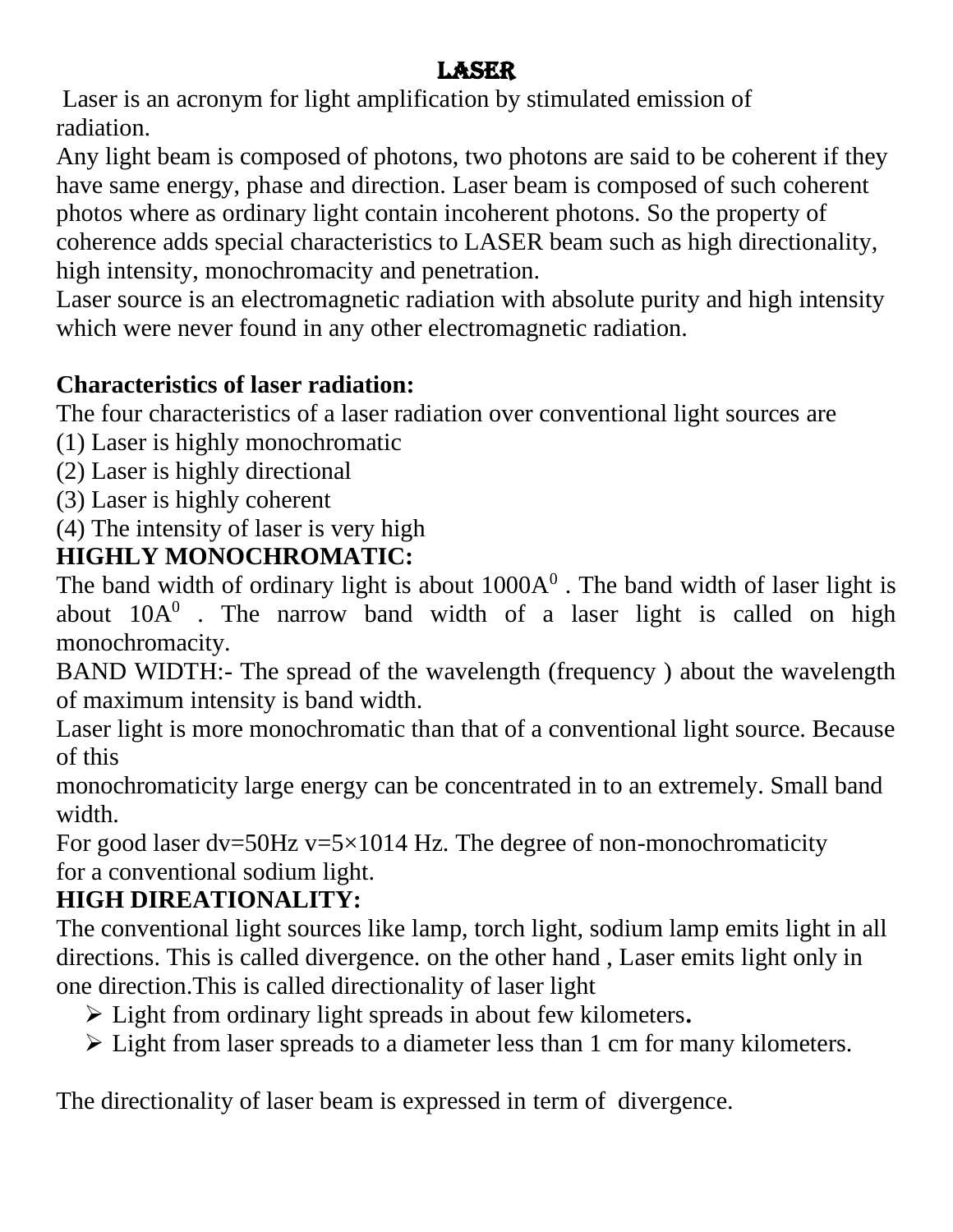# LASER

Laser is an acronym for light amplification by stimulated emission of radiation.

Any light beam is composed of photons, two photons are said to be coherent if they have same energy, phase and direction. Laser beam is composed of such coherent photos where as ordinary light contain incoherent photons. So the property of coherence adds special characteristics to LASER beam such as high directionality, high intensity, monochromacity and penetration.

Laser source is an electromagnetic radiation with absolute purity and high intensity which were never found in any other electromagnetic radiation.

**Characteristics of laser radiation:**

The four characteristics of a laser radiation over conventional light sources are

(1) Laser is highly monochromatic

(2) Laser is highly directional

(3) Laser is highly coherent

(4) The intensity of laser is very high

## HIGHLY MONOCHROMATIC:

The band width of ordinary light is about $1000A^0$ . The band width of laser light is about $10A^0$ . The narrow band width of a laser light is called on high monochromacity.

BAND WIDTH:- The spread of the wavelength (frequency ) about the wavelength of maximum intensity is band width.

Laser light is more monochromatic than that of a conventional light source. Because of this monochromaticity large energy can be concentrated in to an extremely. Small band width.

For good laser dv=50Hz v=5×1014 Hz. The degree of non-monochromaticity for a conventional sodium light.

## HIGH DIREATIONALITY:

The conventional light sources like lamp, torch light, sodium lamp emits light in all directions. This is called divergence. on the other hand , Laser emits light only in one direction.This is called directionality of laser light

- Light from ordinary light spreads in about few kilometers**.**
- Light from laser spreads to a diameter less than 1 cm for many kilometers.

The directionality of laser beam is expressed in term of divergence.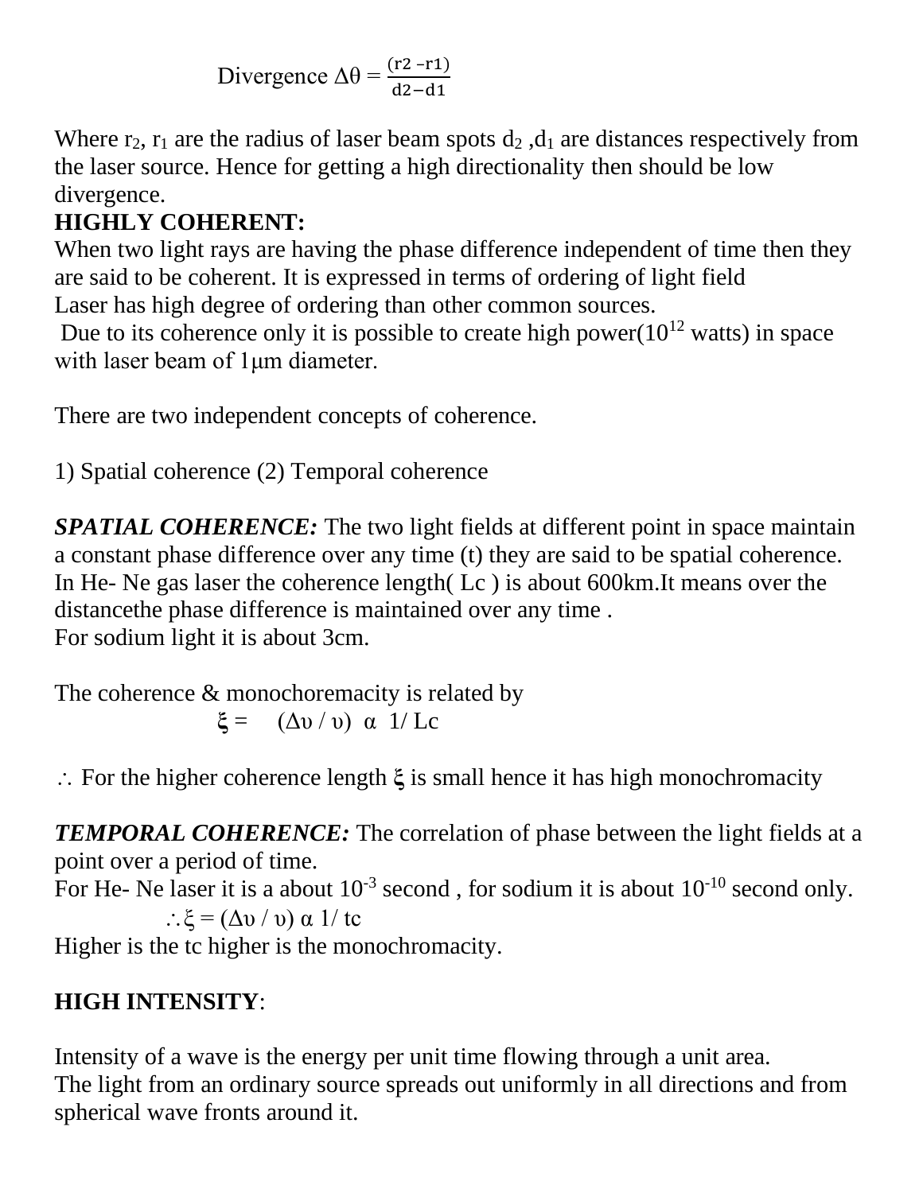$$\text{Divergence } \Delta\theta = \frac{(r2 - r1)}{d2 - d1}$$

Where $r_2$, $r_1$ are the radius of laser beam spots $d_2$ ,$d_1$ are distances respectively from the laser source. Hence for getting a high directionality then should be low divergence.

**HIGHLY COHERENT:**

When two light rays are having the phase difference independent of time then they are said to be coherent. It is expressed in terms of ordering of light field

Laser has high degree of ordering than other common sources.

Due to its coherence only it is possible to create high power($10^{12}$ watts) in space with laser beam of 1μm diameter.

There are two independent concepts of coherence.

1) Spatial coherence (2) Temporal coherence

***SPATIAL COHERENCE:*** The two light fields at different point in space maintain a constant phase difference over any time (t) they are said to be spatial coherence. In He- Ne gas laser the coherence length( Lc ) is about 600km.It means over the distancethe phase difference is maintained over any time .

For sodium light it is about 3cm.

The coherence & monochoremacity is related by

$$\xi = \quad (\Delta\upsilon / \upsilon) \;\; \alpha \;\; 1/ \text{Lc}$$

∴ For the higher coherence length **ξ** is small hence it has high monochromacity

***TEMPORAL COHERENCE:*** The correlation of phase between the light fields at a point over a period of time.

For He- Ne laser it is a about $10^{-3}$ second , for sodium it is about $10^{-10}$ second only.

$$\therefore \xi = (\Delta\upsilon / \upsilon) \; \alpha \; 1/ \text{tc}$$

Higher is the tc higher is the monochromacity.

**HIGH INTENSITY**:

Intensity of a wave is the energy per unit time flowing through a unit area.

The light from an ordinary source spreads out uniformly in all directions and from spherical wave fronts around it.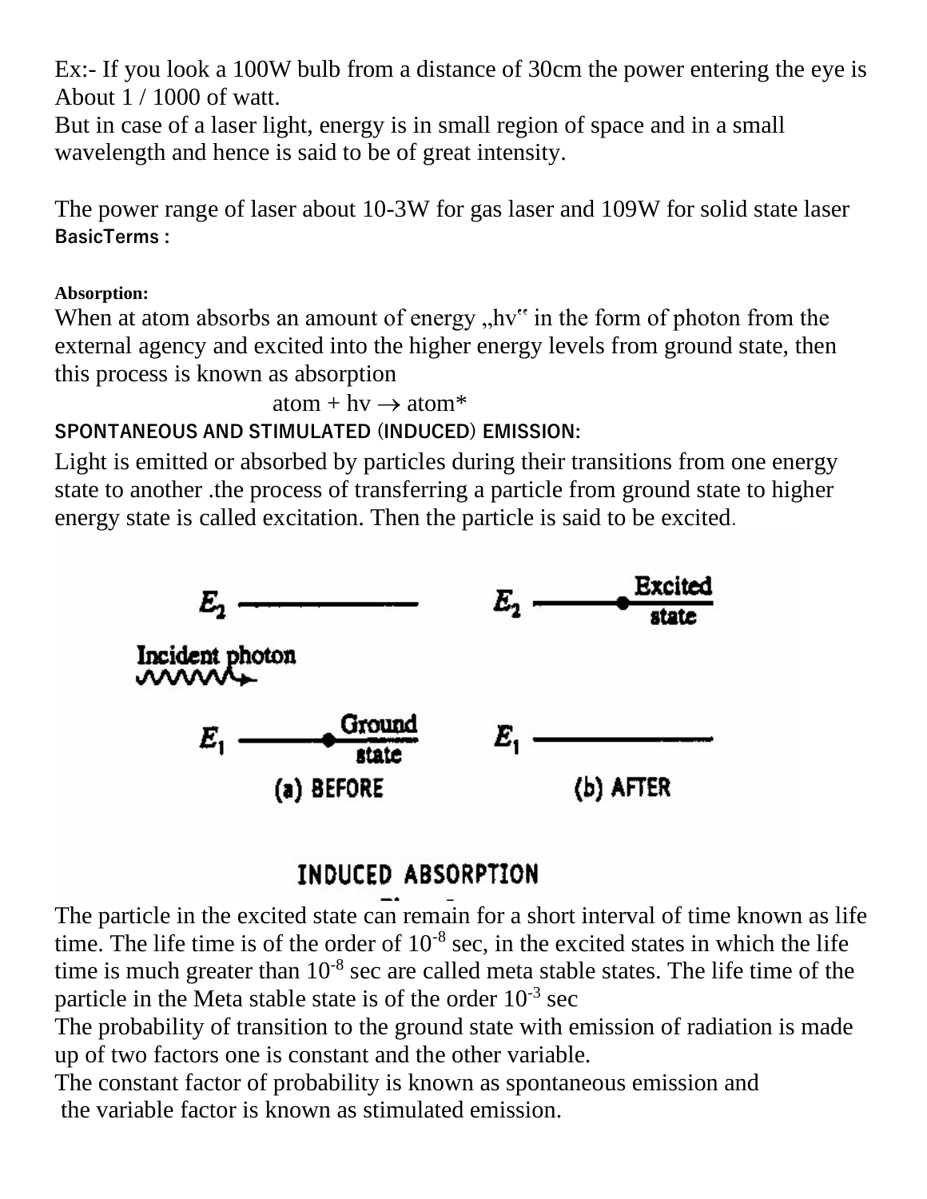Ex:- If you look a 100W bulb from a distance of 30cm the power entering the eye is About 1 / 1000 of watt.
But in case of a laser light, energy is in small region of space and in a small wavelength and hence is said to be of great intensity.

The power range of laser about 10-3W for gas laser and 109W for solid state laser

**BasicTerms :**

**Absorption:**

When at atom absorbs an amount of energy „hv" in the form of photon from the external agency and excited into the higher energy levels from ground state, then this process is known as absorption

$$\text{atom} + hv \rightarrow \text{atom}^*$$

**SPONTANEOUS AND STIMULATED (INDUCED) EMISSION:**

Light is emitted or absorbed by particles during their transitions from one energy state to another .the process of transferring a particle from ground state to higher energy state is called excitation. Then the particle is said to be excited.

INDUCED ABSORPTION

The particle in the excited state can remain for a short interval of time known as life time. The life time is of the order of $10^{-8}$ sec, in the excited states in which the life time is much greater than $10^{-8}$ sec are called meta stable states. The life time of the particle in the Meta stable state is of the order $10^{-3}$ sec

The probability of transition to the ground state with emission of radiation is made up of two factors one is constant and the other variable.

The constant factor of probability is known as spontaneous emission and the variable factor is known as stimulated emission.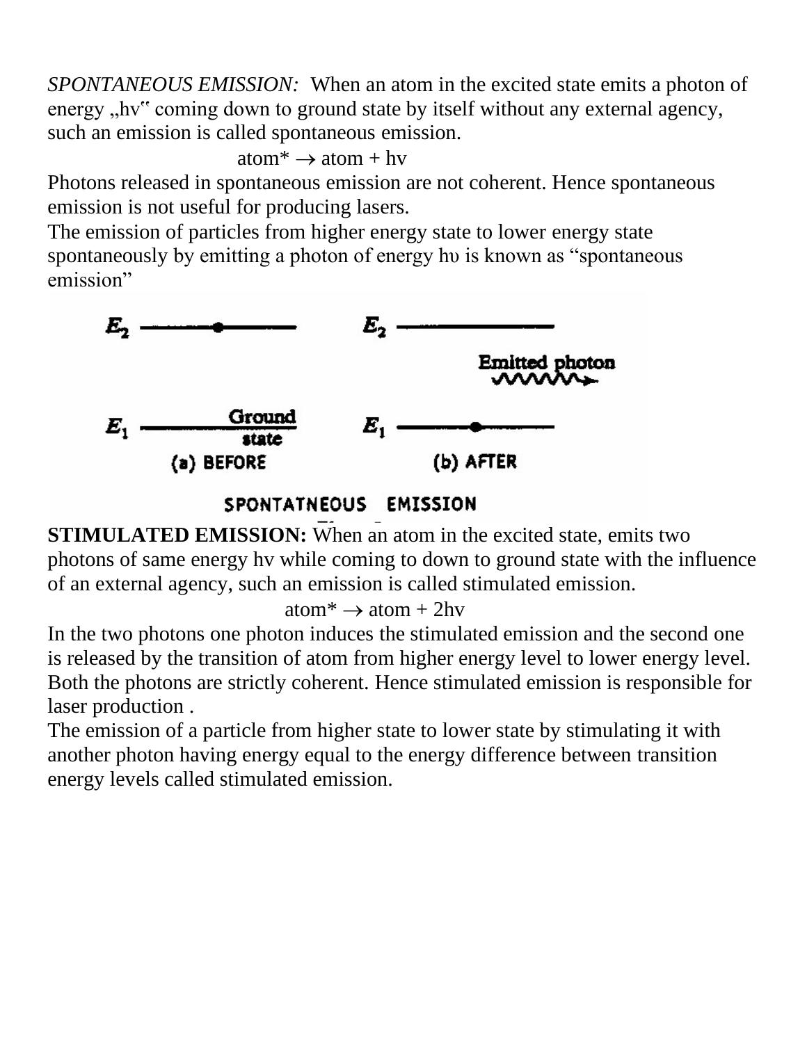*SPONTANEOUS EMISSION:* When an atom in the excited state emits a photon of energy „hv" coming down to ground state by itself without any external agency, such an emission is called spontaneous emission.

$$\text{atom}^* \rightarrow \text{atom} + hv$$

Photons released in spontaneous emission are not coherent. Hence spontaneous emission is not useful for producing lasers.

The emission of particles from higher energy state to lower energy state spontaneously by emitting a photon of energy hυ is known as "spontaneous emission"

**STIMULATED EMISSION:** When an atom in the excited state, emits two photons of same energy hv while coming to down to ground state with the influence of an external agency, such an emission is called stimulated emission.

$$\text{atom}^* \rightarrow \text{atom} + 2hv$$

In the two photons one photon induces the stimulated emission and the second one is released by the transition of atom from higher energy level to lower energy level. Both the photons are strictly coherent. Hence stimulated emission is responsible for laser production .

The emission of a particle from higher state to lower state by stimulating it with another photon having energy equal to the energy difference between transition energy levels called stimulated emission.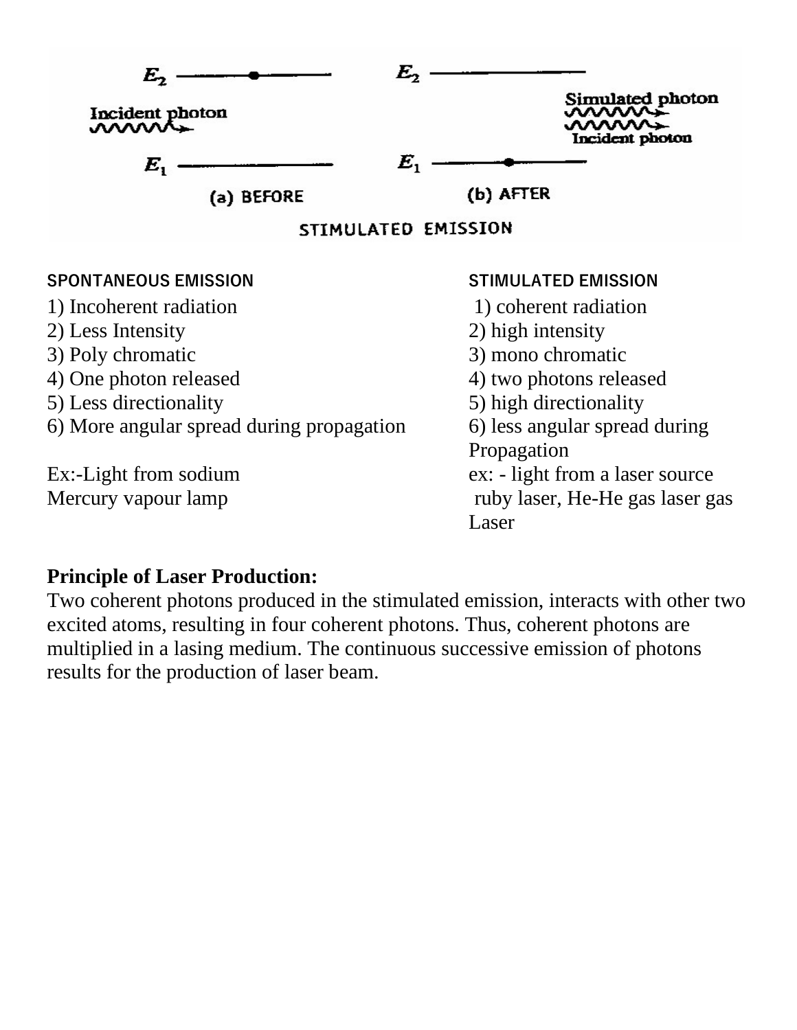$E_2$

Incident photon

$E_1$

(a) BEFORE

$E_2$

Simulated photon

Incident photon

$E_1$

(b) AFTER

STIMULATED EMISSION

| SPONTANEOUS EMISSION | STIMULATED EMISSION |
|---|---|
| 1) Incoherent radiation | 1) coherent radiation |
| 2) Less Intensity | 2) high intensity |
| 3) Poly chromatic | 3) mono chromatic |
| 4) One photon released | 4) two photons released |
| 5) Less directionality | 5) high directionality |
| 6) More angular spread during propagation | 6) less angular spread during Propagation |
| Ex:-Light from sodium Mercury vapour lamp | ex: - light from a laser source ruby laser, He-He gas laser gas Laser |

**Principle of Laser Production:**

Two coherent photons produced in the stimulated emission, interacts with other two excited atoms, resulting in four coherent photons. Thus, coherent photons are multiplied in a lasing medium. The continuous successive emission of photons results for the production of laser beam.